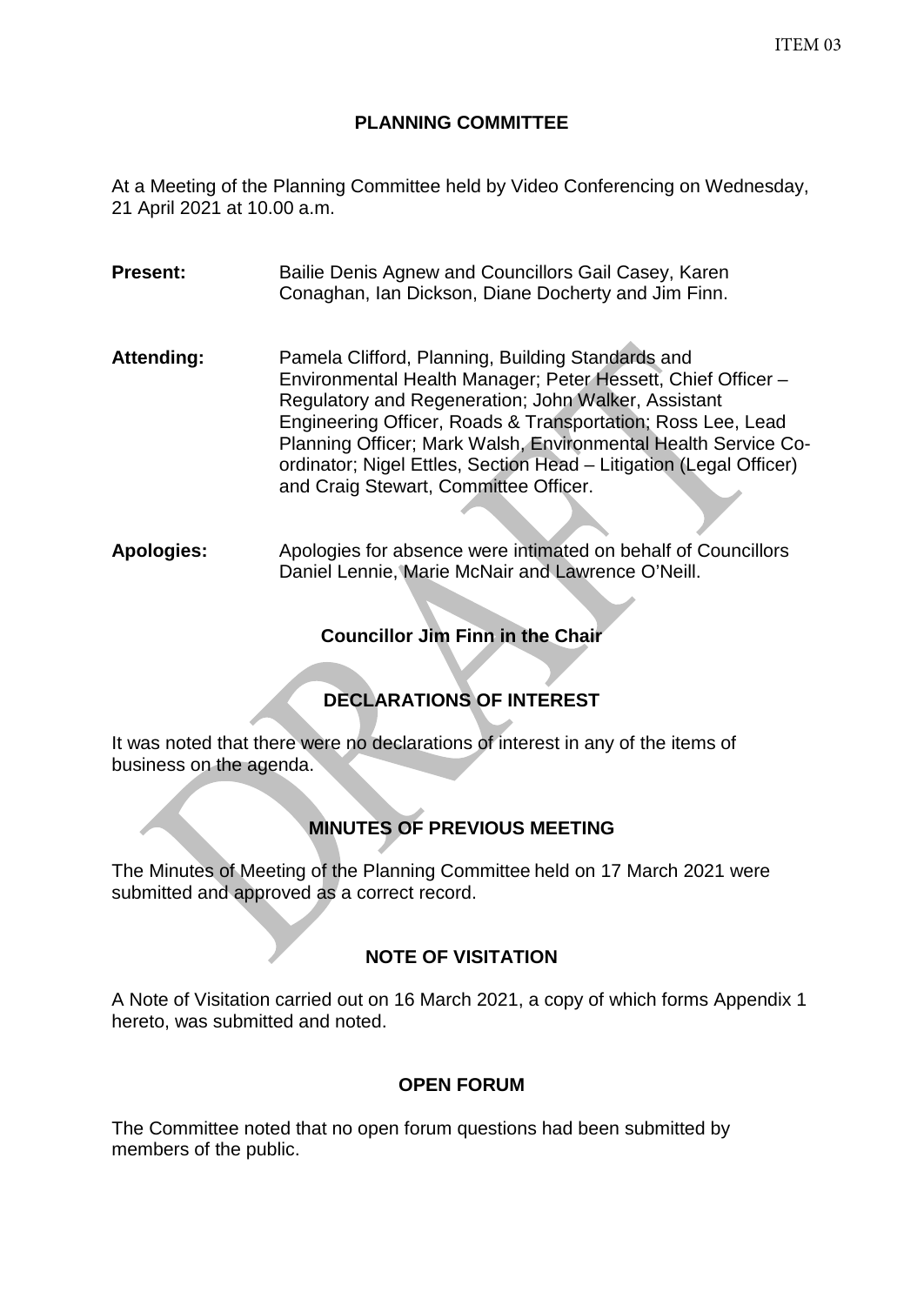ITEM 03

# PLANNING COMMITTEE

At a Meeting of the Planning Committee held by Video Conferencing on Wednesday, 21 April 2021 at 10.00 a.m.

**Present:** Bailie Denis Agnew and Councillors Gail Casey, Karen Conaghan, Ian Dickson, Diane Docherty and Jim Finn.

**Attending:** Pamela Clifford, Planning, Building Standards and Environmental Health Manager; Peter Hessett, Chief Officer – Regulatory and Regeneration; John Walker, Assistant Engineering Officer, Roads & Transportation; Ross Lee, Lead Planning Officer; Mark Walsh, Environmental Health Service Co-ordinator; Nigel Ettles, Section Head – Litigation (Legal Officer) and Craig Stewart, Committee Officer.

**Apologies:** Apologies for absence were intimated on behalf of Councillors Daniel Lennie, Marie McNair and Lawrence O'Neill.

**Councillor Jim Finn in the Chair**

## DECLARATIONS OF INTEREST

It was noted that there were no declarations of interest in any of the items of business on the agenda.

## MINUTES OF PREVIOUS MEETING

The Minutes of Meeting of the Planning Committee held on 17 March 2021 were submitted and approved as a correct record.

## NOTE OF VISITATION

A Note of Visitation carried out on 16 March 2021, a copy of which forms Appendix 1 hereto, was submitted and noted.

## OPEN FORUM

The Committee noted that no open forum questions had been submitted by members of the public.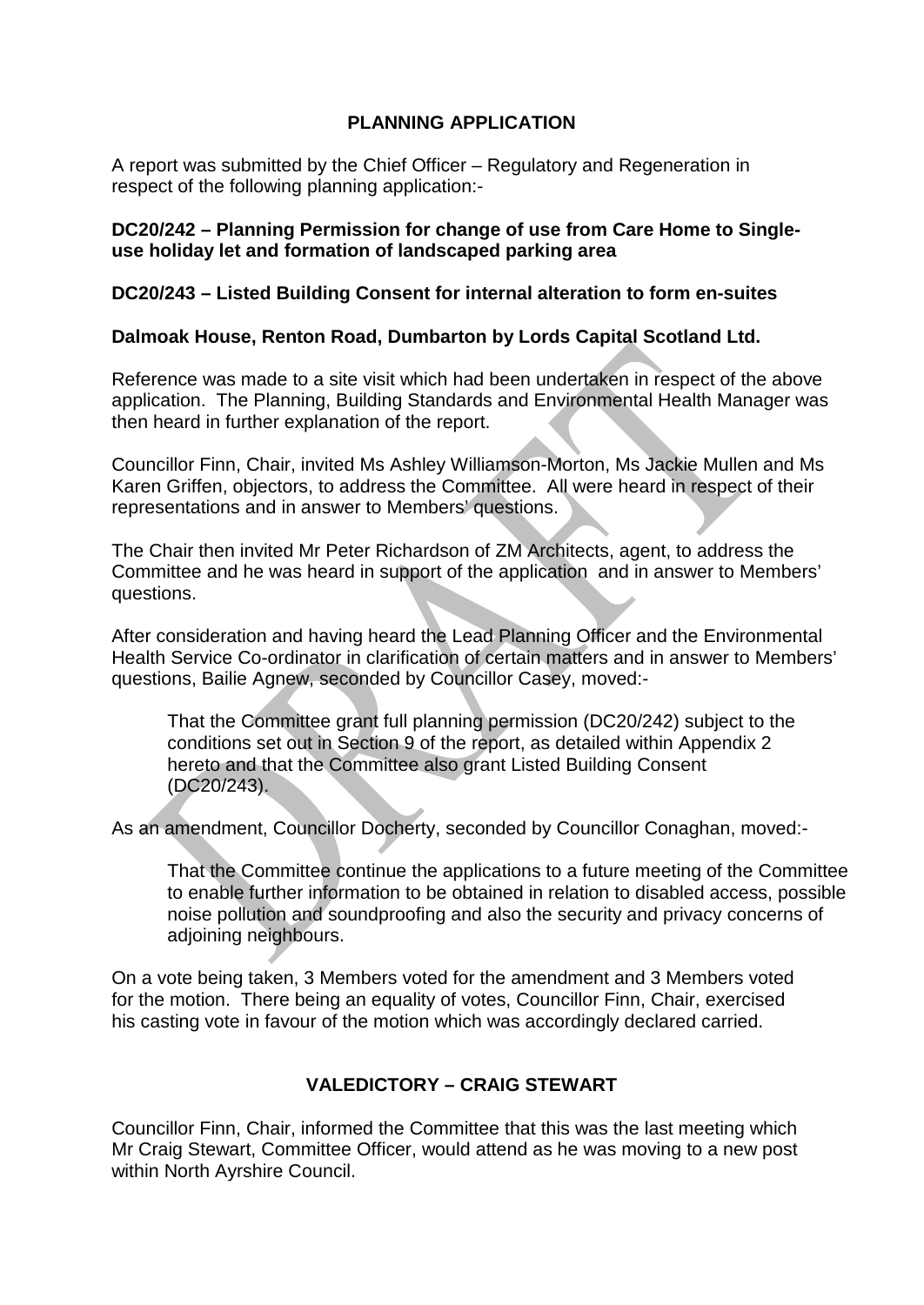## PLANNING APPLICATION

A report was submitted by the Chief Officer – Regulatory and Regeneration in respect of the following planning application:-

**DC20/242 – Planning Permission for change of use from Care Home to Single-use holiday let and formation of landscaped parking area**

**DC20/243 – Listed Building Consent for internal alteration to form en-suites**

**Dalmoak House, Renton Road, Dumbarton by Lords Capital Scotland Ltd.**

Reference was made to a site visit which had been undertaken in respect of the above application. The Planning, Building Standards and Environmental Health Manager was then heard in further explanation of the report.

Councillor Finn, Chair, invited Ms Ashley Williamson-Morton, Ms Jackie Mullen and Ms Karen Griffen, objectors, to address the Committee. All were heard in respect of their representations and in answer to Members' questions.

The Chair then invited Mr Peter Richardson of ZM Architects, agent, to address the Committee and he was heard in support of the application and in answer to Members' questions.

After consideration and having heard the Lead Planning Officer and the Environmental Health Service Co-ordinator in clarification of certain matters and in answer to Members' questions, Bailie Agnew, seconded by Councillor Casey, moved:-

> That the Committee grant full planning permission (DC20/242) subject to the conditions set out in Section 9 of the report, as detailed within Appendix 2 hereto and that the Committee also grant Listed Building Consent (DC20/243).

As an amendment, Councillor Docherty, seconded by Councillor Conaghan, moved:-

> That the Committee continue the applications to a future meeting of the Committee to enable further information to be obtained in relation to disabled access, possible noise pollution and soundproofing and also the security and privacy concerns of adjoining neighbours.

On a vote being taken, 3 Members voted for the amendment and 3 Members voted for the motion. There being an equality of votes, Councillor Finn, Chair, exercised his casting vote in favour of the motion which was accordingly declared carried.

## VALEDICTORY – CRAIG STEWART

Councillor Finn, Chair, informed the Committee that this was the last meeting which Mr Craig Stewart, Committee Officer, would attend as he was moving to a new post within North Ayrshire Council.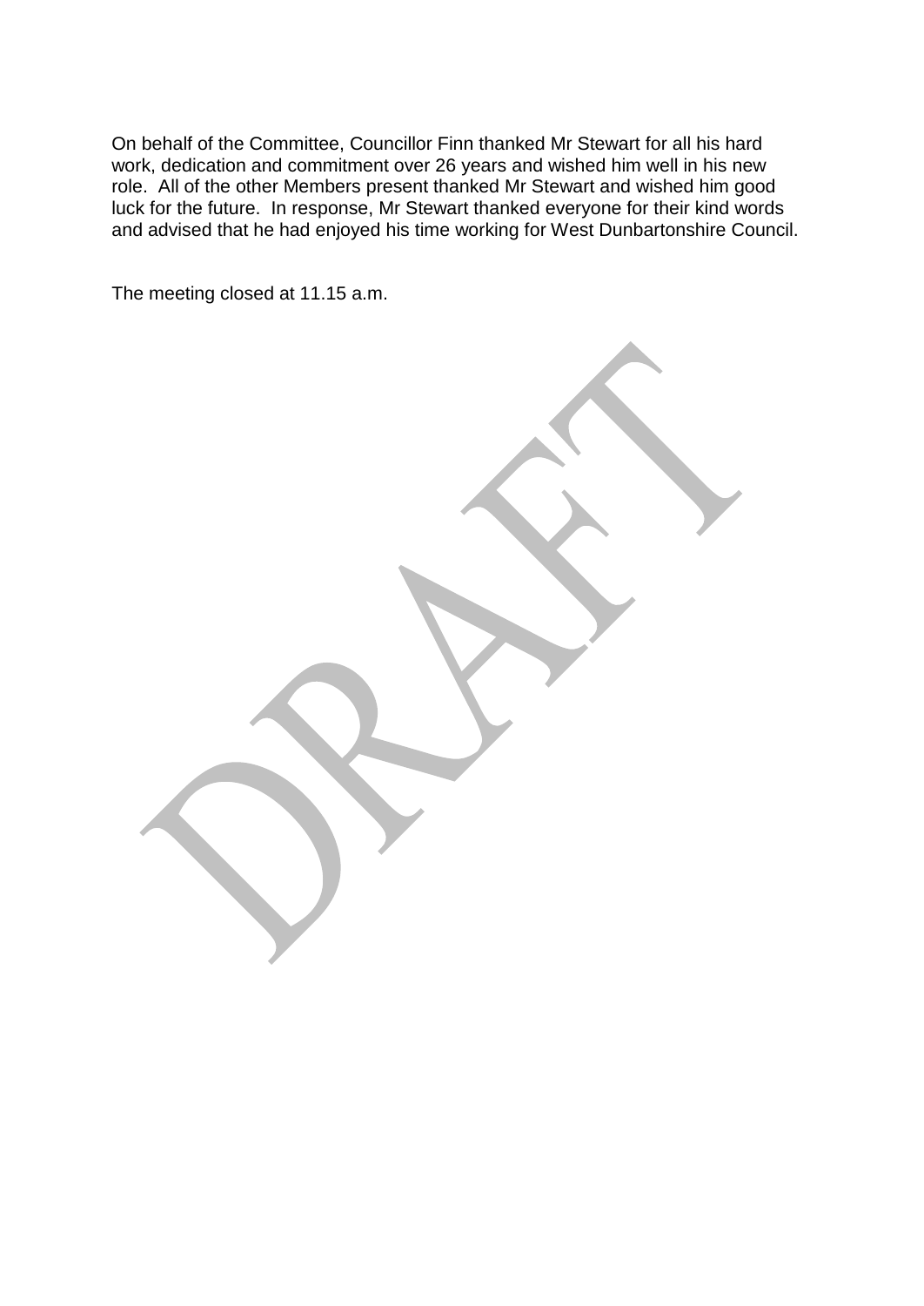On behalf of the Committee, Councillor Finn thanked Mr Stewart for all his hard work, dedication and commitment over 26 years and wished him well in his new role. All of the other Members present thanked Mr Stewart and wished him good luck for the future. In response, Mr Stewart thanked everyone for their kind words and advised that he had enjoyed his time working for West Dunbartonshire Council.

The meeting closed at 11.15 a.m.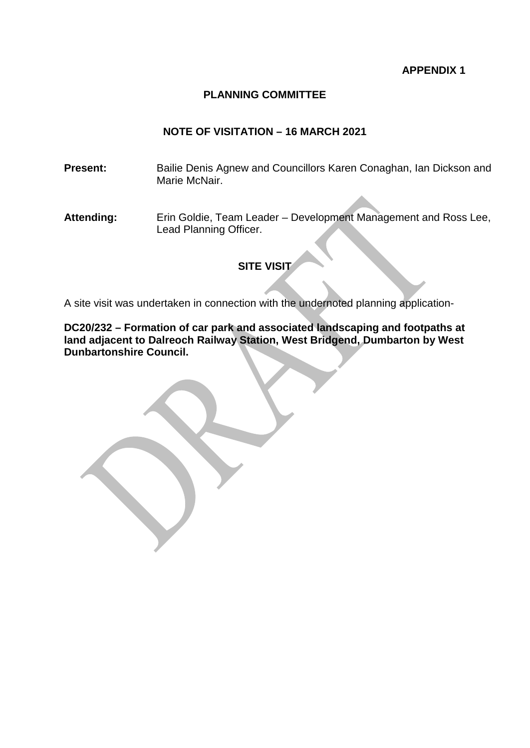**APPENDIX 1**

**PLANNING COMMITTEE**

**NOTE OF VISITATION – 16 MARCH 2021**

**Present:** Bailie Denis Agnew and Councillors Karen Conaghan, Ian Dickson and Marie McNair.

**Attending:** Erin Goldie, Team Leader – Development Management and Ross Lee, Lead Planning Officer.

**SITE VISIT**

A site visit was undertaken in connection with the undernoted planning application-

**DC20/232 – Formation of car park and associated landscaping and footpaths at land adjacent to Dalreoch Railway Station, West Bridgend, Dumbarton by West Dunbartonshire Council.**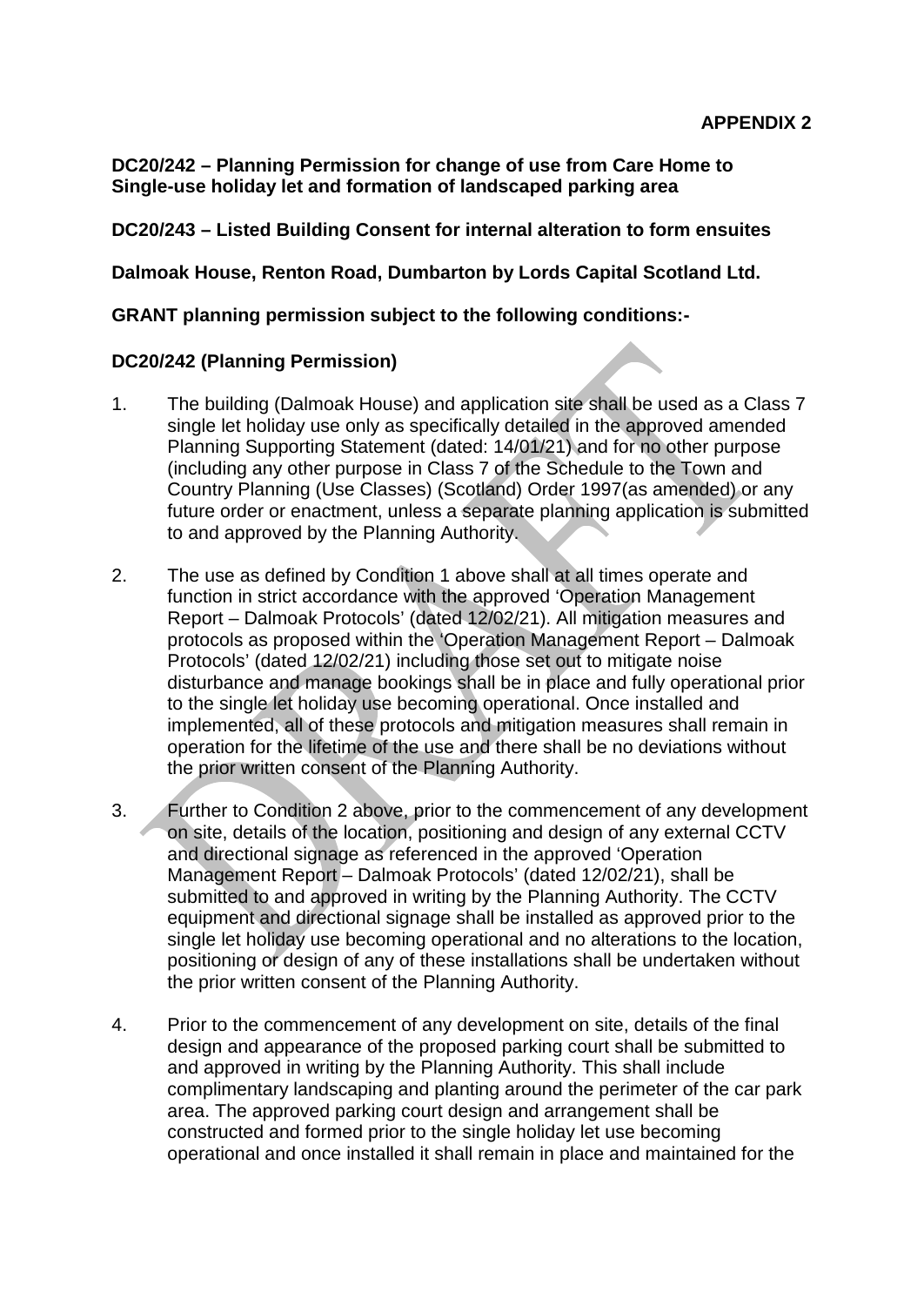**APPENDIX 2**

**DC20/242 – Planning Permission for change of use from Care Home to Single-use holiday let and formation of landscaped parking area**

**DC20/243 – Listed Building Consent for internal alteration to form ensuites**

**Dalmoak House, Renton Road, Dumbarton by Lords Capital Scotland Ltd.**

**GRANT planning permission subject to the following conditions:-**

**DC20/242 (Planning Permission)**

1. The building (Dalmoak House) and application site shall be used as a Class 7 single let holiday use only as specifically detailed in the approved amended Planning Supporting Statement (dated: 14/01/21) and for no other purpose (including any other purpose in Class 7 of the Schedule to the Town and Country Planning (Use Classes) (Scotland) Order 1997(as amended) or any future order or enactment, unless a separate planning application is submitted to and approved by the Planning Authority.

2. The use as defined by Condition 1 above shall at all times operate and function in strict accordance with the approved 'Operation Management Report – Dalmoak Protocols' (dated 12/02/21). All mitigation measures and protocols as proposed within the 'Operation Management Report – Dalmoak Protocols' (dated 12/02/21) including those set out to mitigate noise disturbance and manage bookings shall be in place and fully operational prior to the single let holiday use becoming operational. Once installed and implemented, all of these protocols and mitigation measures shall remain in operation for the lifetime of the use and there shall be no deviations without the prior written consent of the Planning Authority.

3. Further to Condition 2 above, prior to the commencement of any development on site, details of the location, positioning and design of any external CCTV and directional signage as referenced in the approved 'Operation Management Report – Dalmoak Protocols' (dated 12/02/21), shall be submitted to and approved in writing by the Planning Authority. The CCTV equipment and directional signage shall be installed as approved prior to the single let holiday use becoming operational and no alterations to the location, positioning or design of any of these installations shall be undertaken without the prior written consent of the Planning Authority.

4. Prior to the commencement of any development on site, details of the final design and appearance of the proposed parking court shall be submitted to and approved in writing by the Planning Authority. This shall include complimentary landscaping and planting around the perimeter of the car park area. The approved parking court design and arrangement shall be constructed and formed prior to the single holiday let use becoming operational and once installed it shall remain in place and maintained for the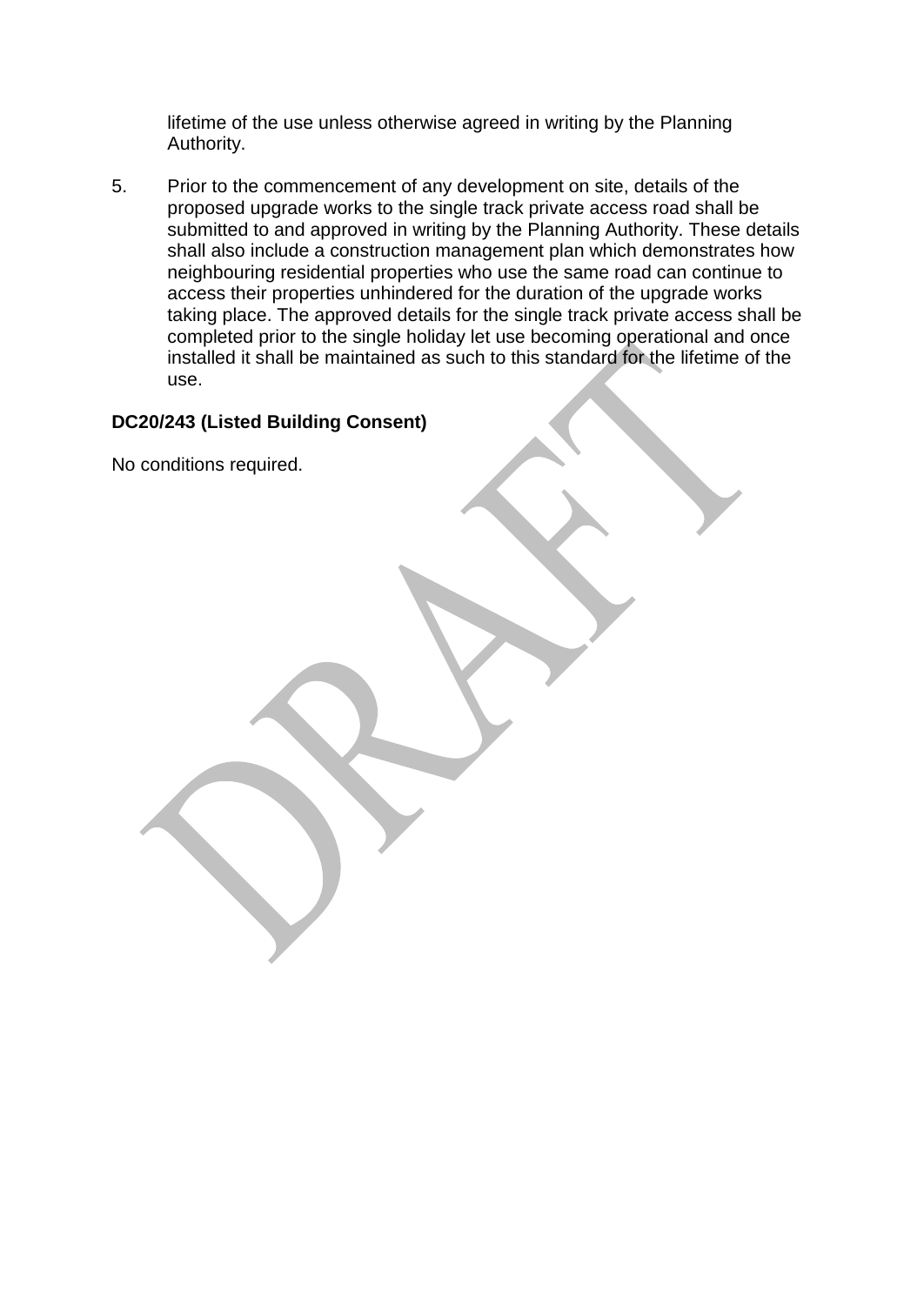lifetime of the use unless otherwise agreed in writing by the Planning Authority.

5. Prior to the commencement of any development on site, details of the proposed upgrade works to the single track private access road shall be submitted to and approved in writing by the Planning Authority. These details shall also include a construction management plan which demonstrates how neighbouring residential properties who use the same road can continue to access their properties unhindered for the duration of the upgrade works taking place. The approved details for the single track private access shall be completed prior to the single holiday let use becoming operational and once installed it shall be maintained as such to this standard for the lifetime of the use.

**DC20/243 (Listed Building Consent)**

No conditions required.